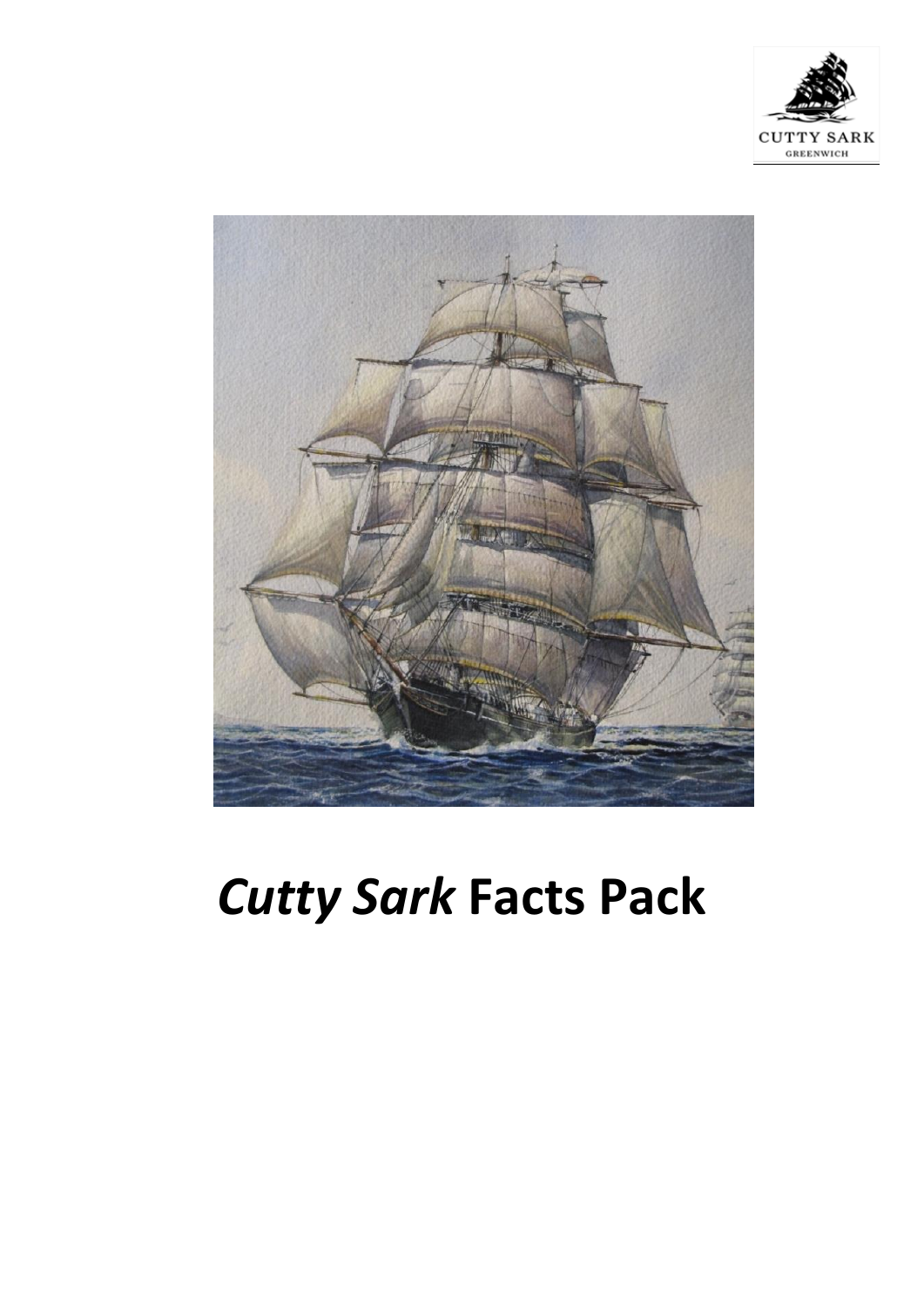# *Cutty Sark* Facts Pack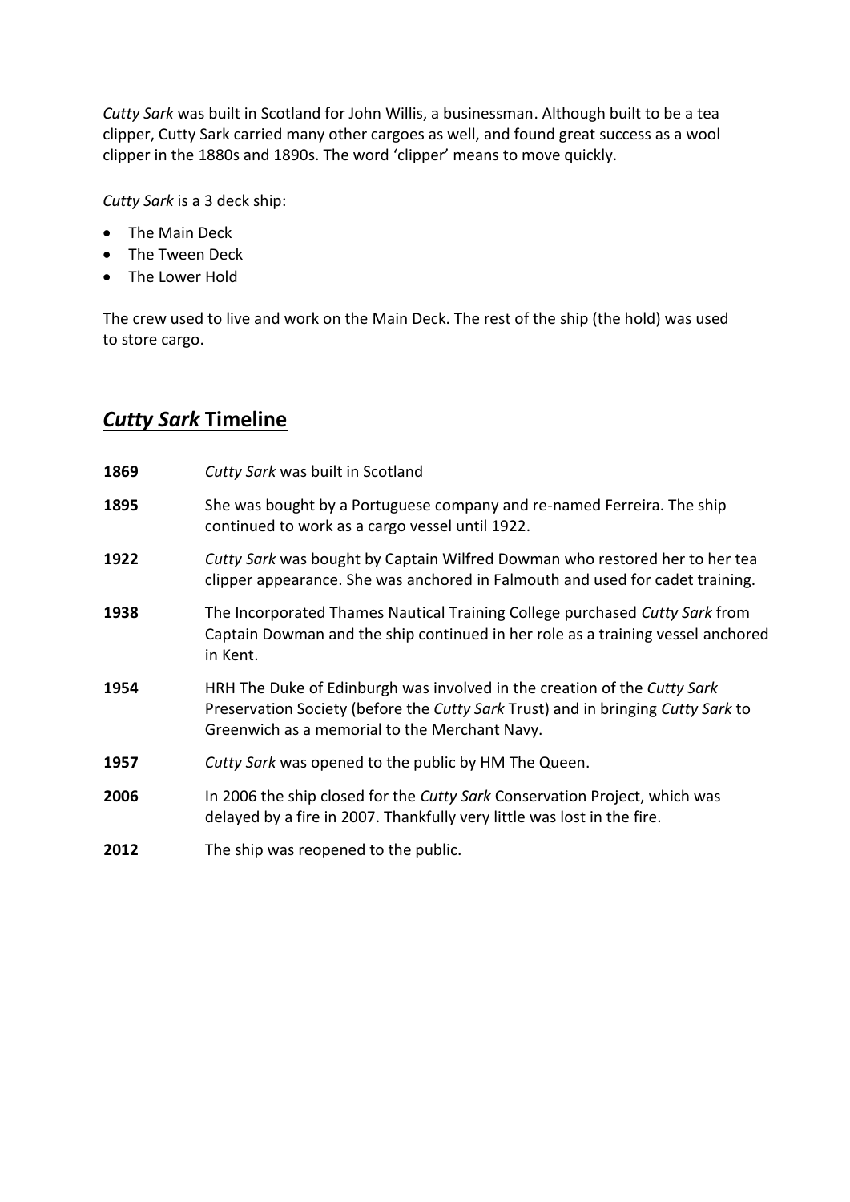*Cutty Sark* was built in Scotland for John Willis, a businessman. Although built to be a tea clipper, Cutty Sark carried many other cargoes as well, and found great success as a wool clipper in the 1880s and 1890s. The word 'clipper' means to move quickly.

*Cutty Sark* is a 3 deck ship:

- The Main Deck
- The Tween Deck
- The Lower Hold

The crew used to live and work on the Main Deck. The rest of the ship (the hold) was used to store cargo.

## ***Cutty Sark* Timeline**

**1869** *Cutty Sark* was built in Scotland

**1895** She was bought by a Portuguese company and re-named Ferreira. The ship continued to work as a cargo vessel until 1922.

**1922** *Cutty Sark* was bought by Captain Wilfred Dowman who restored her to her tea clipper appearance. She was anchored in Falmouth and used for cadet training.

**1938** The Incorporated Thames Nautical Training College purchased *Cutty Sark* from Captain Dowman and the ship continued in her role as a training vessel anchored in Kent.

**1954** HRH The Duke of Edinburgh was involved in the creation of the *Cutty Sark* Preservation Society (before the *Cutty Sark* Trust) and in bringing *Cutty Sark* to Greenwich as a memorial to the Merchant Navy.

**1957** *Cutty Sark* was opened to the public by HM The Queen.

**2006** In 2006 the ship closed for the *Cutty Sark* Conservation Project, which was delayed by a fire in 2007. Thankfully very little was lost in the fire.

**2012** The ship was reopened to the public.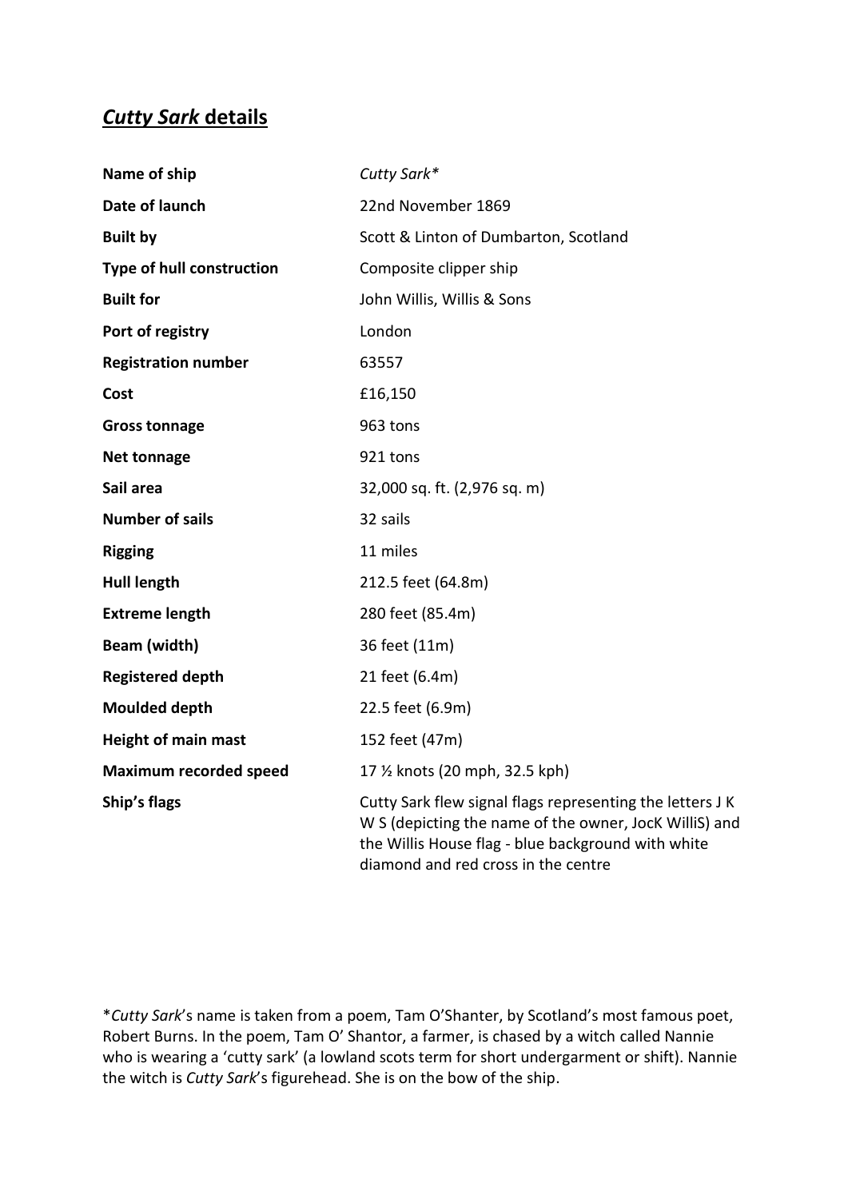## ***Cutty Sark* details**

| | |
|---|---|
| **Name of ship** | *Cutty Sark** |
| **Date of launch** | 22nd November 1869 |
| **Built by** | Scott & Linton of Dumbarton, Scotland |
| **Type of hull construction** | Composite clipper ship |
| **Built for** | John Willis, Willis & Sons |
| **Port of registry** | London |
| **Registration number** | 63557 |
| **Cost** | £16,150 |
| **Gross tonnage** | 963 tons |
| **Net tonnage** | 921 tons |
| **Sail area** | 32,000 sq. ft. (2,976 sq. m) |
| **Number of sails** | 32 sails |
| **Rigging** | 11 miles |
| **Hull length** | 212.5 feet (64.8m) |
| **Extreme length** | 280 feet (85.4m) |
| **Beam (width)** | 36 feet (11m) |
| **Registered depth** | 21 feet (6.4m) |
| **Moulded depth** | 22.5 feet (6.9m) |
| **Height of main mast** | 152 feet (47m) |
| **Maximum recorded speed** | 17 ½ knots (20 mph, 32.5 kph) |
| **Ship's flags** | Cutty Sark flew signal flags representing the letters J K W S (depicting the name of the owner, JocK WilliS) and the Willis House flag - blue background with white diamond and red cross in the centre |

**Cutty Sark*'s name is taken from a poem, Tam O'Shanter, by Scotland's most famous poet, Robert Burns. In the poem, Tam O' Shantor, a farmer, is chased by a witch called Nannie who is wearing a 'cutty sark' (a lowland scots term for short undergarment or shift). Nannie the witch is *Cutty Sark*'s figurehead. She is on the bow of the ship.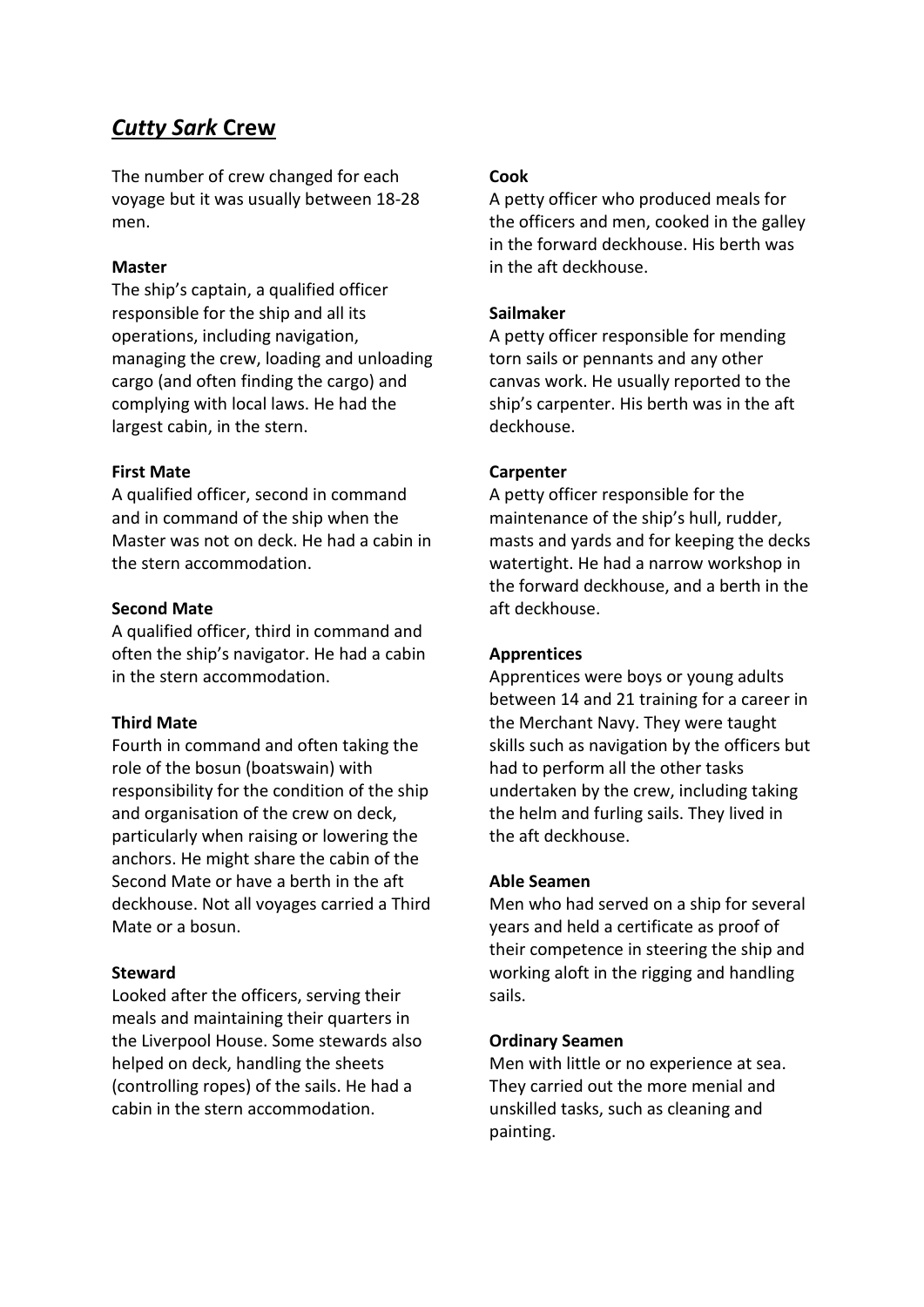## *Cutty Sark* Crew

The number of crew changed for each voyage but it was usually between 18-28 men.

**Master**

The ship's captain, a qualified officer responsible for the ship and all its operations, including navigation, managing the crew, loading and unloading cargo (and often finding the cargo) and complying with local laws. He had the largest cabin, in the stern.

**First Mate**

A qualified officer, second in command and in command of the ship when the Master was not on deck. He had a cabin in the stern accommodation.

**Second Mate**

A qualified officer, third in command and often the ship's navigator. He had a cabin in the stern accommodation.

**Third Mate**

Fourth in command and often taking the role of the bosun (boatswain) with responsibility for the condition of the ship and organisation of the crew on deck, particularly when raising or lowering the anchors. He might share the cabin of the Second Mate or have a berth in the aft deckhouse. Not all voyages carried a Third Mate or a bosun.

**Steward**

Looked after the officers, serving their meals and maintaining their quarters in the Liverpool House. Some stewards also helped on deck, handling the sheets (controlling ropes) of the sails. He had a cabin in the stern accommodation.

**Cook**

A petty officer who produced meals for the officers and men, cooked in the galley in the forward deckhouse. His berth was in the aft deckhouse.

**Sailmaker**

A petty officer responsible for mending torn sails or pennants and any other canvas work. He usually reported to the ship's carpenter. His berth was in the aft deckhouse.

**Carpenter**

A petty officer responsible for the maintenance of the ship's hull, rudder, masts and yards and for keeping the decks watertight. He had a narrow workshop in the forward deckhouse, and a berth in the aft deckhouse.

**Apprentices**

Apprentices were boys or young adults between 14 and 21 training for a career in the Merchant Navy. They were taught skills such as navigation by the officers but had to perform all the other tasks undertaken by the crew, including taking the helm and furling sails. They lived in the aft deckhouse.

**Able Seamen**

Men who had served on a ship for several years and held a certificate as proof of their competence in steering the ship and working aloft in the rigging and handling sails.

**Ordinary Seamen**

Men with little or no experience at sea. They carried out the more menial and unskilled tasks, such as cleaning and painting.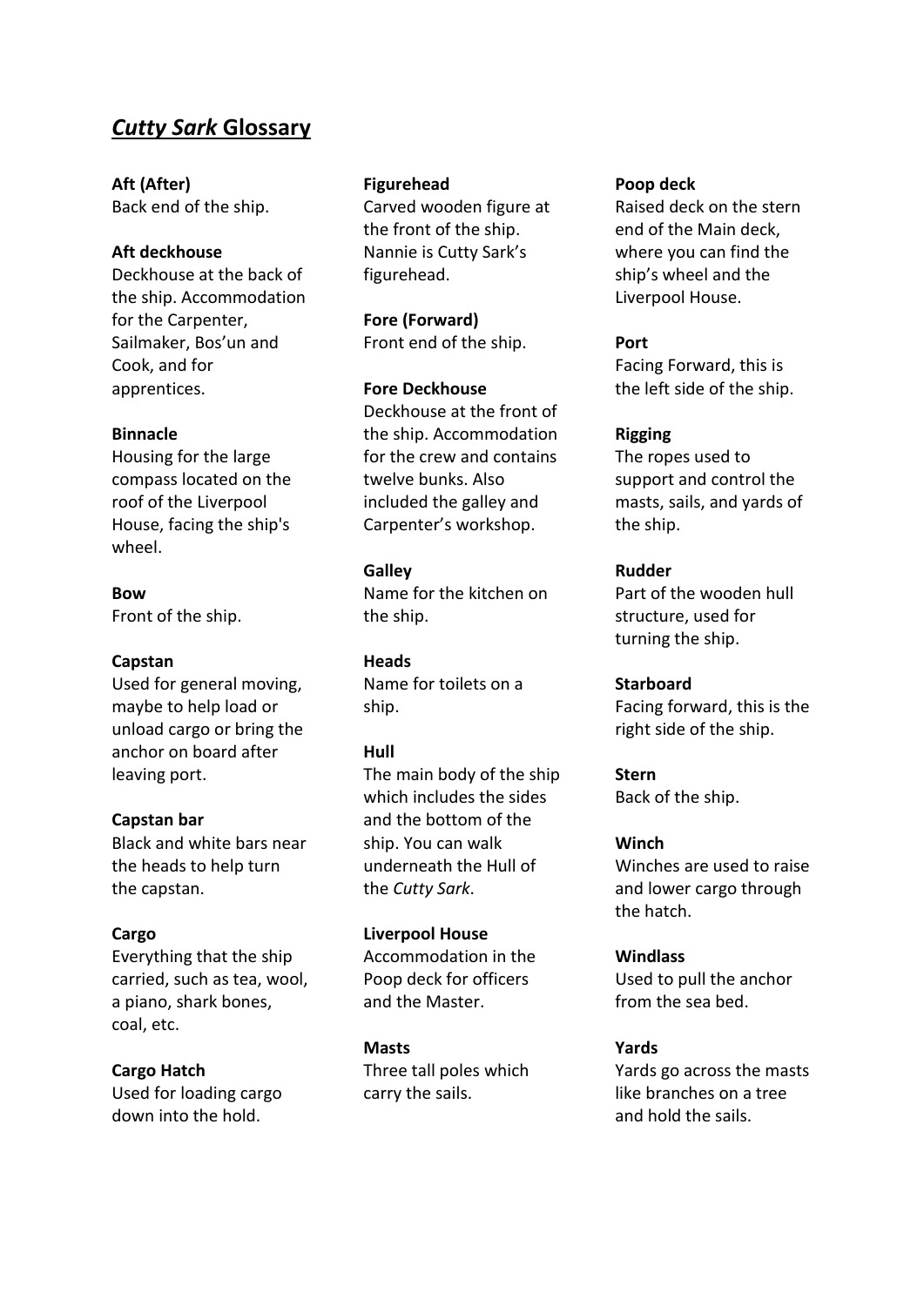## *Cutty Sark* Glossary

**Aft (After)**
Back end of the ship.

**Aft deckhouse**
Deckhouse at the back of the ship. Accommodation for the Carpenter, Sailmaker, Bos'un and Cook, and for apprentices.

**Binnacle**
Housing for the large compass located on the roof of the Liverpool House, facing the ship's wheel.

**Bow**
Front of the ship.

**Capstan**
Used for general moving, maybe to help load or unload cargo or bring the anchor on board after leaving port.

**Capstan bar**
Black and white bars near the heads to help turn the capstan.

**Cargo**
Everything that the ship carried, such as tea, wool, a piano, shark bones, coal, etc.

**Cargo Hatch**
Used for loading cargo down into the hold.

**Figurehead**
Carved wooden figure at the front of the ship. Nannie is Cutty Sark's figurehead.

**Fore (Forward)**
Front end of the ship.

**Fore Deckhouse**
Deckhouse at the front of the ship. Accommodation for the crew and contains twelve bunks. Also included the galley and Carpenter's workshop.

**Galley**
Name for the kitchen on the ship.

**Heads**
Name for toilets on a ship.

**Hull**
The main body of the ship which includes the sides and the bottom of the ship. You can walk underneath the Hull of the *Cutty Sark*.

**Liverpool House**
Accommodation in the Poop deck for officers and the Master.

**Masts**
Three tall poles which carry the sails.

**Poop deck**
Raised deck on the stern end of the Main deck, where you can find the ship's wheel and the Liverpool House.

**Port**
Facing Forward, this is the left side of the ship.

**Rigging**
The ropes used to support and control the masts, sails, and yards of the ship.

**Rudder**
Part of the wooden hull structure, used for turning the ship.

**Starboard**
Facing forward, this is the right side of the ship.

**Stern**
Back of the ship.

**Winch**
Winches are used to raise and lower cargo through the hatch.

**Windlass**
Used to pull the anchor from the sea bed.

**Yards**
Yards go across the masts like branches on a tree and hold the sails.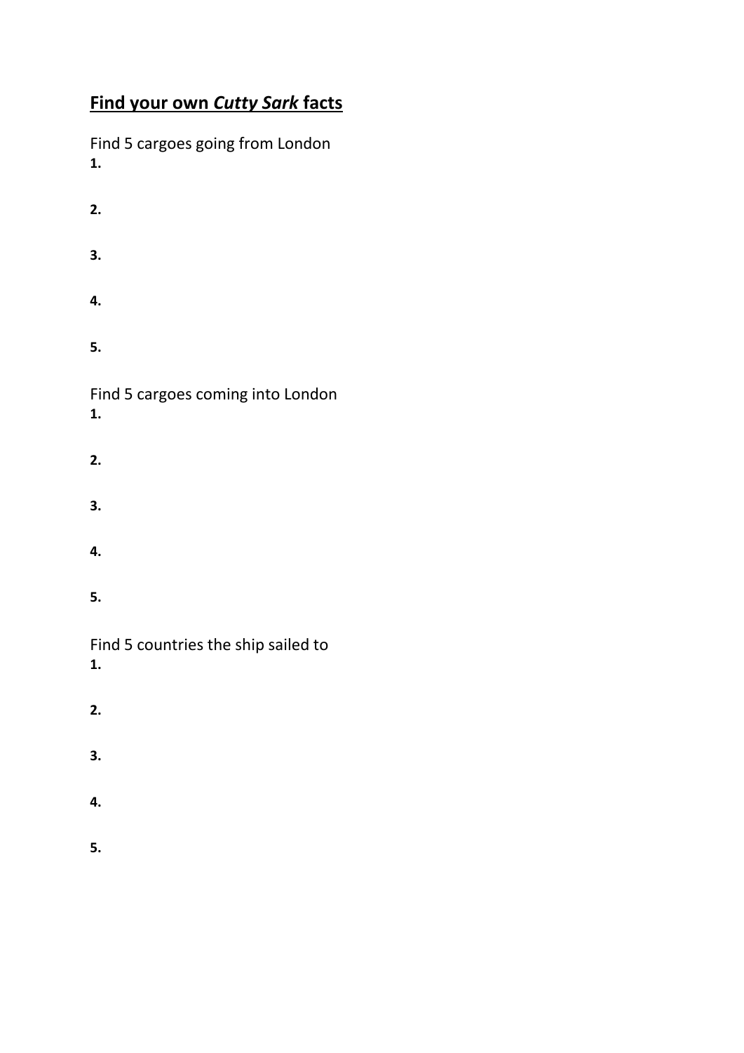## **Find your own *Cutty Sark* facts**

Find 5 cargoes going from London

**1.**

**2.**

**3.**

**4.**

**5.**

Find 5 cargoes coming into London

**1.**

**2.**

**3.**

**4.**

**5.**

Find 5 countries the ship sailed to

**1.**

**2.**

**3.**

**4.**

**5.**